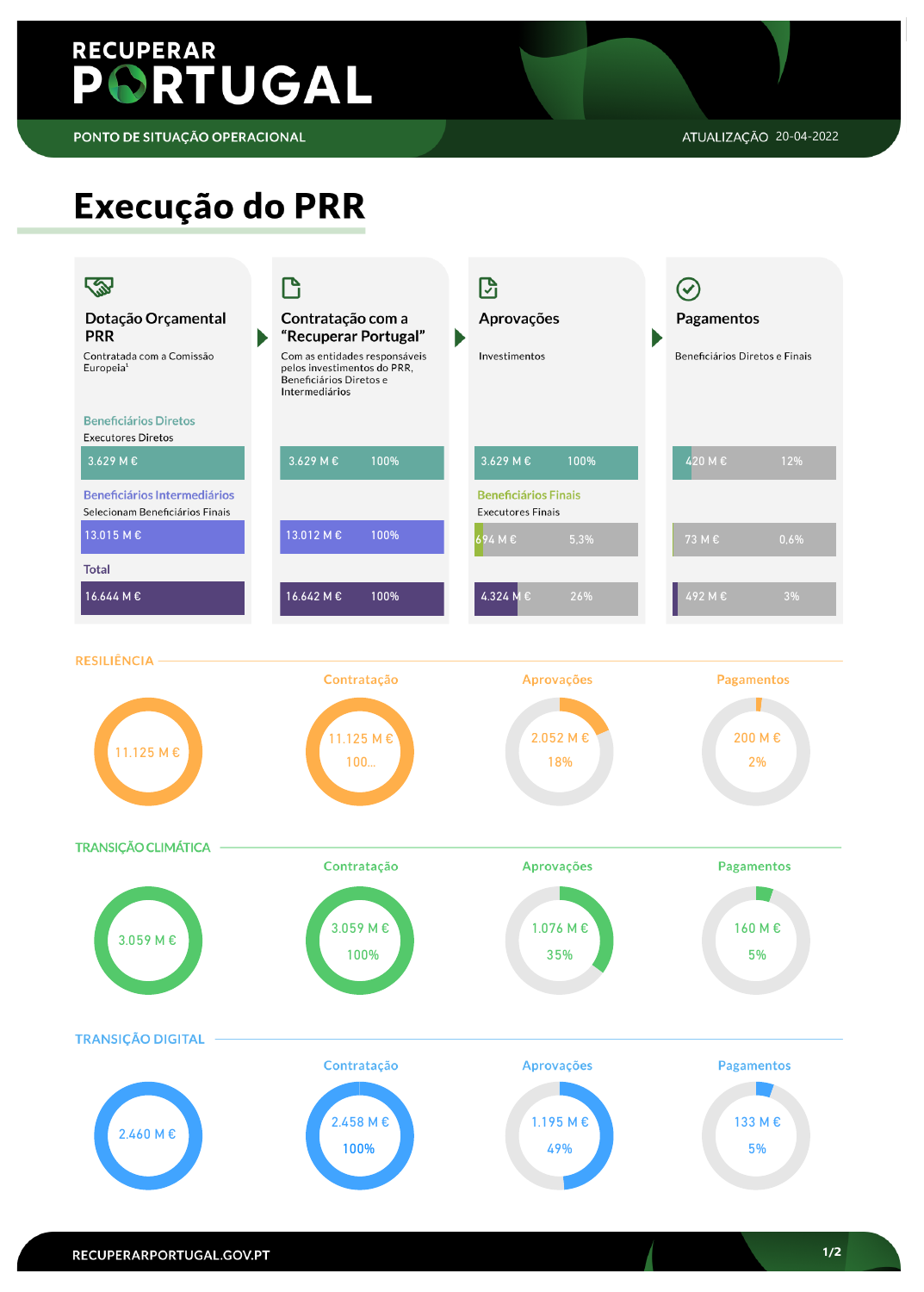RECUPERAR PORTUGAL

PONTO DE SITUAÇÃO OPERACIONAL

ATUALIZAÇÃO 20-04-2022

# Execução do PRR

| | Dotação Orçamental PRR | Contratação com a "Recuperar Portugal" | Aprovações | Pagamentos |
|---|---|---|---|---|
| | Contratada com a Comissão Europeia[1] | Com as entidades responsáveis pelos investimentos do PRR, Beneficiários Diretos e Intermediários | Investimentos | Beneficiários Diretos e Finais |
| **Beneficiários Diretos** (Executores Diretos) | 3.629 M € | 3.629 M € — 100% | 3.629 M € — 100% | 420 M € — 12% |
| **Beneficiários Intermediários** (Selecionam Beneficiários Finais) / **Beneficiários Finais** (Executores Finais) | 13.015 M € | 13.012 M € — 100% | 694 M € — 5,3% | 73 M € — 0,6% |
| **Total** | 16.644 M € | 16.642 M € — 100% | 4.324 M € — 26% | 492 M € — 3% |

## RESILIÊNCIA

| Dotação | Contratação | Aprovações | Pagamentos |
|---|---|---|---|
| 11.125 M € | 11.125 M € — 100... | 2.052 M € — 18% | 200 M € — 2% |

## TRANSIÇÃO CLIMÁTICA

| Dotação | Contratação | Aprovações | Pagamentos |
|---|---|---|---|
| 3.059 M € | 3.059 M € — 100% | 1.076 M € — 35% | 160 M € — 5% |

## TRANSIÇÃO DIGITAL

| Dotação | Contratação | Aprovações | Pagamentos |
|---|---|---|---|
| 2.460 M € | 2.458 M € — 100% | 1.195 M € — 49% | 133 M € — 5% |

RECUPERARPORTUGAL.GOV.PT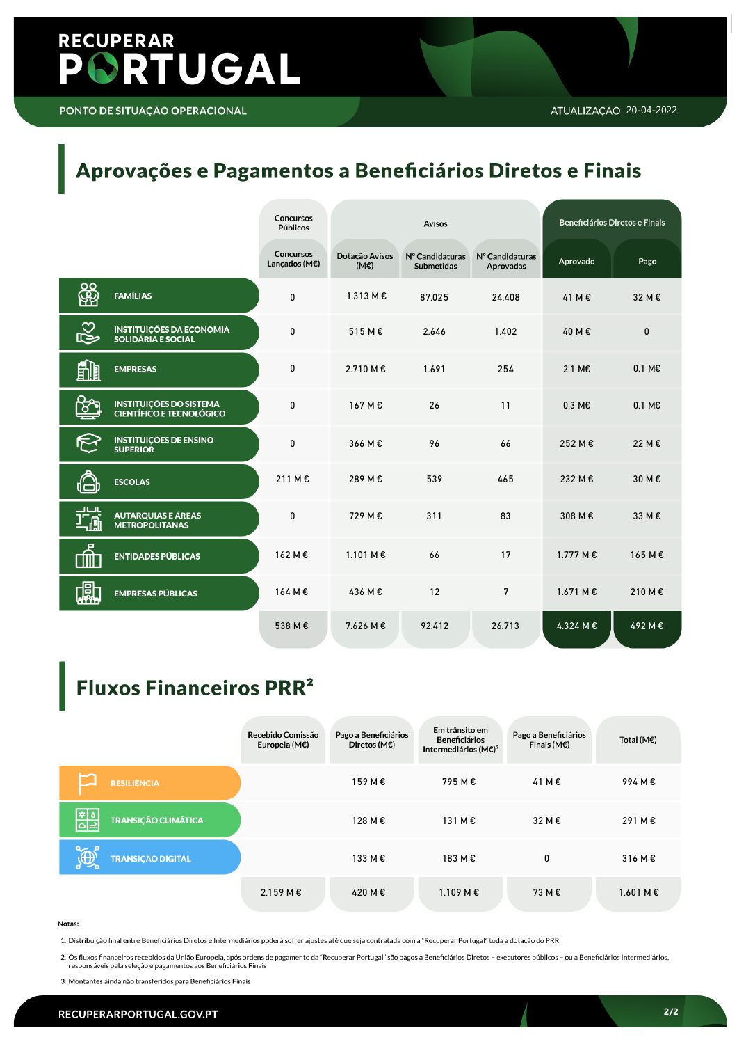# RECUPERAR PORTUGAL

PONTO DE SITUAÇÃO OPERACIONAL

ATUALIZAÇÃO 20-04-2022

## Aprovações e Pagamentos a Beneficiários Diretos e Finais

| | Concursos Públicos | Avisos | | | Beneficiários Diretos e Finais | |
|---|---|---|---|---|---|---|
| | Concursos Lançados (M€) | Dotação Avisos (M€) | Nº Candidaturas Submetidas | Nº Candidaturas Aprovadas | Aprovado | Pago |
| FAMÍLIAS | 0 | 1.313 M € | 87.025 | 24.408 | 41 M € | 32 M € |
| INSTITUIÇÕES DA ECONOMIA SOLIDÁRIA E SOCIAL | 0 | 515 M € | 2.646 | 1.402 | 40 M € | 0 |
| EMPRESAS | 0 | 2.710 M € | 1.691 | 254 | 2,1 M€ | 0,1 M€ |
| INSTITUIÇÕES DO SISTEMA CIENTÍFICO E TECNOLÓGICO | 0 | 167 M € | 26 | 11 | 0,3 M€ | 0,1 M€ |
| INSTITUIÇÕES DE ENSINO SUPERIOR | 0 | 366 M € | 96 | 66 | 252 M € | 22 M € |
| ESCOLAS | 211 M € | 289 M € | 539 | 465 | 232 M € | 30 M € |
| AUTARQUIAS E ÁREAS METROPOLITANAS | 0 | 729 M € | 311 | 83 | 308 M € | 33 M € |
| ENTIDADES PÚBLICAS | 162 M € | 1.101 M € | 66 | 17 | 1.777 M € | 165 M € |
| EMPRESAS PÚBLICAS | 164 M € | 436 M € | 12 | 7 | 1.671 M € | 210 M € |
| | 538 M € | 7.626 M € | 92.412 | 26.713 | 4.324 M € | 492 M € |

## Fluxos Financeiros PRR²

| | Recebido Comissão Europeia (M€) | Pago a Beneficiários Diretos (M€) | Em trânsito em Beneficiários Intermediários (M€)³ | Pago a Beneficiários Finais (M€) | Total (M€) |
|---|---|---|---|---|---|
| RESILIÊNCIA | | 159 M € | 795 M € | 41 M € | 994 M € |
| TRANSIÇÃO CLIMÁTICA | | 128 M € | 131 M € | 32 M € | 291 M € |
| TRANSIÇÃO DIGITAL | | 133 M € | 183 M € | 0 | 316 M € |
| | 2.159 M € | 420 M € | 1.109 M € | 73 M € | 1.601 M € |

**Notas:**

1. Distribuição final entre Beneficiários Diretos e Intermediários poderá sofrer ajustes até que seja contratada com a "Recuperar Portugal" toda a dotação do PRR
2. Os fluxos financeiros recebidos da União Europeia, após ordens de pagamento da "Recuperar Portugal" são pagos a Beneficiários Diretos – executores públicos – ou a Beneficiários Intermediários, responsáveis pela seleção e pagamentos aos Beneficiários Finais
3. Montantes ainda não transferidos para Beneficiários Finais

RECUPERARPORTUGAL.GOV.PT